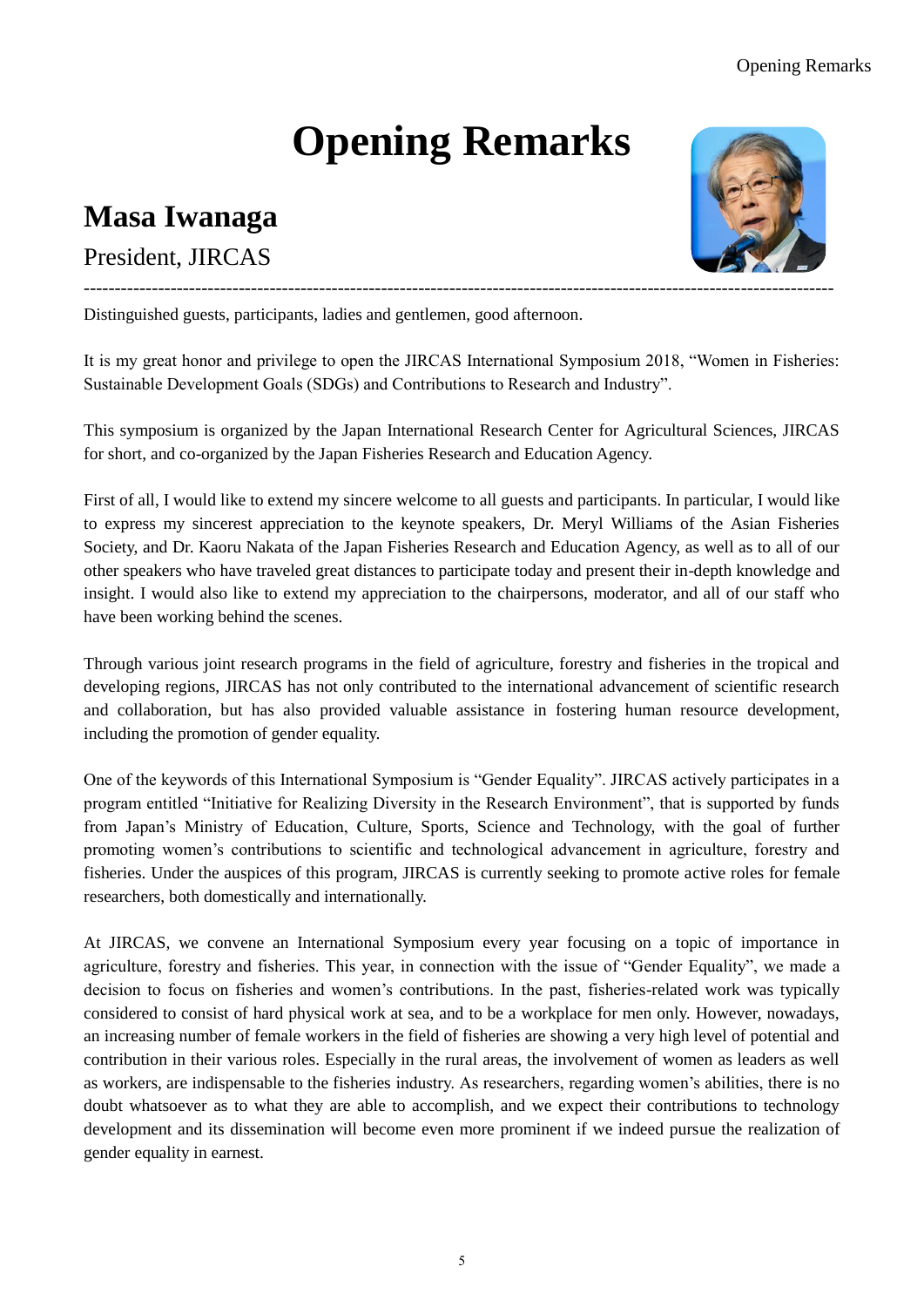# Opening Remarks

## Masa Iwanaga

President, JIRCAS

---

Distinguished guests, participants, ladies and gentlemen, good afternoon.

It is my great honor and privilege to open the JIRCAS International Symposium 2018, "Women in Fisheries: Sustainable Development Goals (SDGs) and Contributions to Research and Industry".

This symposium is organized by the Japan International Research Center for Agricultural Sciences, JIRCAS for short, and co-organized by the Japan Fisheries Research and Education Agency.

First of all, I would like to extend my sincere welcome to all guests and participants. In particular, I would like to express my sincerest appreciation to the keynote speakers, Dr. Meryl Williams of the Asian Fisheries Society, and Dr. Kaoru Nakata of the Japan Fisheries Research and Education Agency, as well as to all of our other speakers who have traveled great distances to participate today and present their in-depth knowledge and insight. I would also like to extend my appreciation to the chairpersons, moderator, and all of our staff who have been working behind the scenes.

Through various joint research programs in the field of agriculture, forestry and fisheries in the tropical and developing regions, JIRCAS has not only contributed to the international advancement of scientific research and collaboration, but has also provided valuable assistance in fostering human resource development, including the promotion of gender equality.

One of the keywords of this International Symposium is "Gender Equality". JIRCAS actively participates in a program entitled "Initiative for Realizing Diversity in the Research Environment", that is supported by funds from Japan's Ministry of Education, Culture, Sports, Science and Technology, with the goal of further promoting women's contributions to scientific and technological advancement in agriculture, forestry and fisheries. Under the auspices of this program, JIRCAS is currently seeking to promote active roles for female researchers, both domestically and internationally.

At JIRCAS, we convene an International Symposium every year focusing on a topic of importance in agriculture, forestry and fisheries. This year, in connection with the issue of "Gender Equality", we made a decision to focus on fisheries and women's contributions. In the past, fisheries-related work was typically considered to consist of hard physical work at sea, and to be a workplace for men only. However, nowadays, an increasing number of female workers in the field of fisheries are showing a very high level of potential and contribution in their various roles. Especially in the rural areas, the involvement of women as leaders as well as workers, are indispensable to the fisheries industry. As researchers, regarding women's abilities, there is no doubt whatsoever as to what they are able to accomplish, and we expect their contributions to technology development and its dissemination will become even more prominent if we indeed pursue the realization of gender equality in earnest.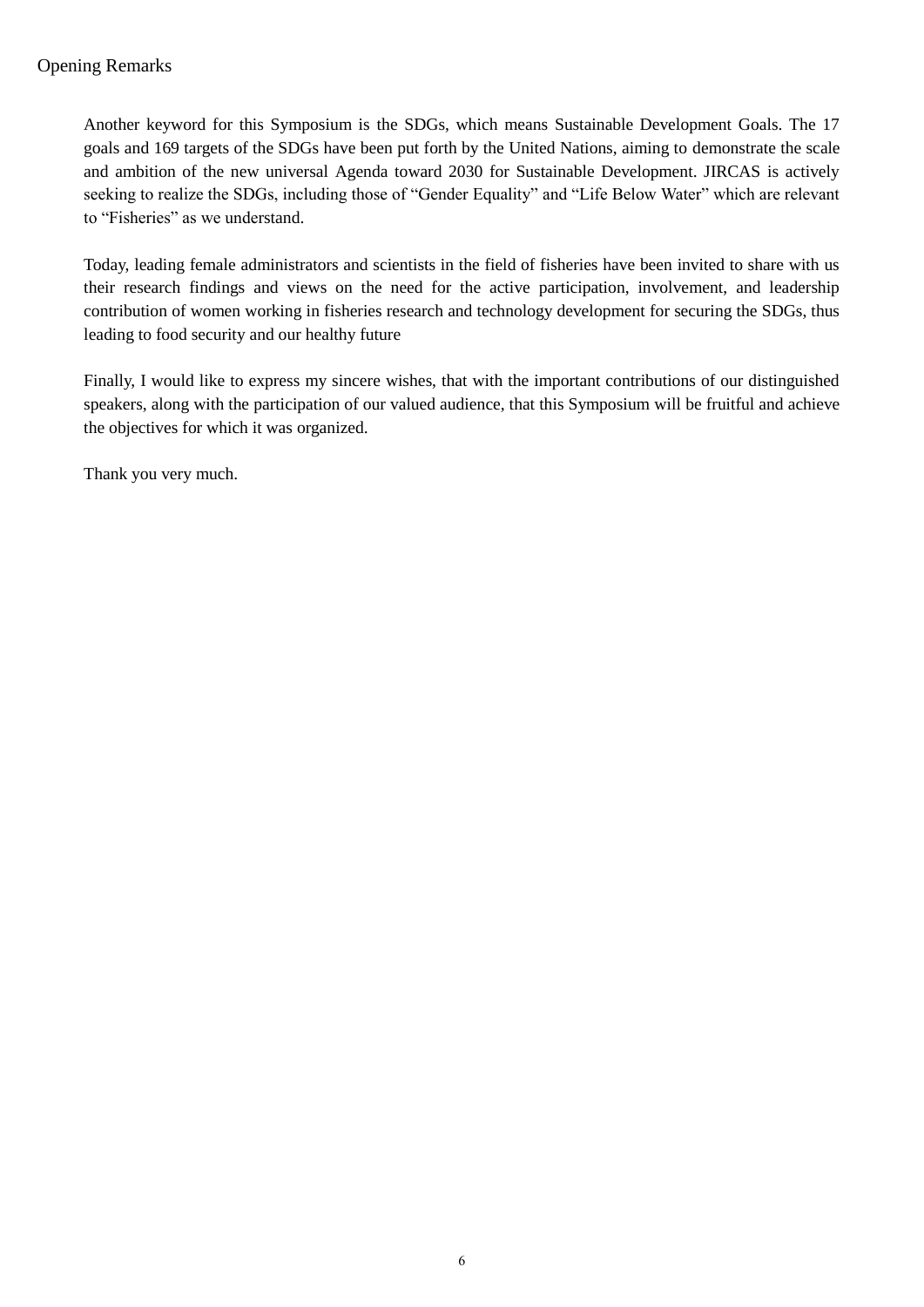Opening Remarks

Another keyword for this Symposium is the SDGs, which means Sustainable Development Goals. The 17 goals and 169 targets of the SDGs have been put forth by the United Nations, aiming to demonstrate the scale and ambition of the new universal Agenda toward 2030 for Sustainable Development. JIRCAS is actively seeking to realize the SDGs, including those of "Gender Equality" and "Life Below Water" which are relevant to "Fisheries" as we understand.

Today, leading female administrators and scientists in the field of fisheries have been invited to share with us their research findings and views on the need for the active participation, involvement, and leadership contribution of women working in fisheries research and technology development for securing the SDGs, thus leading to food security and our healthy future

Finally, I would like to express my sincere wishes, that with the important contributions of our distinguished speakers, along with the participation of our valued audience, that this Symposium will be fruitful and achieve the objectives for which it was organized.

Thank you very much.